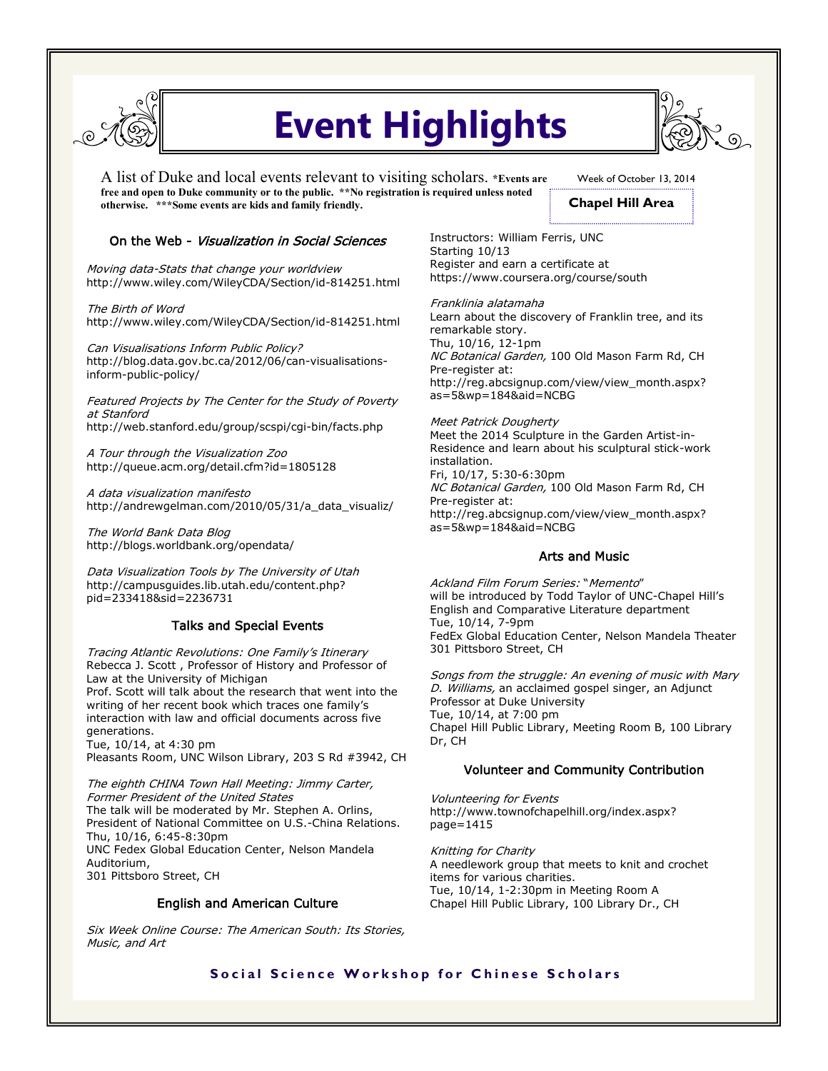# Event Highlights

A list of Duke and local events relevant to visiting scholars. **\*Events are free and open to Duke community or to the public. \*\*No registration is required unless noted otherwise. \*\*\*Some events are kids and family friendly.**

Week of October 13, 2014

**Chapel Hill Area**

### On the Web - *Visualization in Social Sciences*

*Moving data-Stats that change your worldview*
http://www.wiley.com/WileyCDA/Section/id-814251.html

*The Birth of Word*
http://www.wiley.com/WileyCDA/Section/id-814251.html

*Can Visualisations Inform Public Policy?*
http://blog.data.gov.bc.ca/2012/06/can-visualisations-inform-public-policy/

*Featured Projects by The Center for the Study of Poverty at Stanford*
http://web.stanford.edu/group/scspi/cgi-bin/facts.php

*A Tour through the Visualization Zoo*
http://queue.acm.org/detail.cfm?id=1805128

*A data visualization manifesto*
http://andrewgelman.com/2010/05/31/a_data_visualiz/

*The World Bank Data Blog*
http://blogs.worldbank.org/opendata/

*Data Visualization Tools by The University of Utah*
http://campusguides.lib.utah.edu/content.php?pid=233418&sid=2236731

### Talks and Special Events

*Tracing Atlantic Revolutions: One Family's Itinerary*
Rebecca J. Scott , Professor of History and Professor of Law at the University of Michigan
Prof. Scott will talk about the research that went into the writing of her recent book which traces one family's interaction with law and official documents across five generations.
Tue, 10/14, at 4:30 pm
Pleasants Room, UNC Wilson Library, 203 S Rd #3942, CH

*The eighth CHINA Town Hall Meeting: Jimmy Carter, Former President of the United States*
The talk will be moderated by Mr. Stephen A. Orlins, President of National Committee on U.S.-China Relations.
Thu, 10/16, 6:45-8:30pm
UNC Fedex Global Education Center, Nelson Mandela Auditorium,
301 Pittsboro Street, CH

### English and American Culture

*Six Week Online Course: The American South: Its Stories, Music, and Art*
Instructors: William Ferris, UNC
Starting 10/13
Register and earn a certificate at
https://www.coursera.org/course/south

*Franklinia alatamaha*
Learn about the discovery of Franklin tree, and its remarkable story.
Thu, 10/16, 12-1pm
*NC Botanical Garden,* 100 Old Mason Farm Rd, CH
Pre-register at:
http://reg.abcsignup.com/view/view_month.aspx?as=5&wp=184&aid=NCBG

*Meet Patrick Dougherty*
Meet the 2014 Sculpture in the Garden Artist-in-Residence and learn about his sculptural stick-work installation.
Fri, 10/17, 5:30-6:30pm
*NC Botanical Garden,* 100 Old Mason Farm Rd, CH
Pre-register at:
http://reg.abcsignup.com/view/view_month.aspx?as=5&wp=184&aid=NCBG

### Arts and Music

*Ackland Film Forum Series:* "*Memento*"
will be introduced by Todd Taylor of UNC-Chapel Hill's English and Comparative Literature department
Tue, 10/14, 7-9pm
FedEx Global Education Center, Nelson Mandela Theater
301 Pittsboro Street, CH

*Songs from the struggle: An evening of music with Mary D. Williams,* an acclaimed gospel singer, an Adjunct Professor at Duke University
Tue, 10/14, at 7:00 pm
Chapel Hill Public Library, Meeting Room B, 100 Library Dr, CH

### Volunteer and Community Contribution

*Volunteering for Events*
http://www.townofchapelhill.org/index.aspx?page=1415

*Knitting for Charity*
A needlework group that meets to knit and crochet items for various charities.
Tue, 10/14, 1-2:30pm in Meeting Room A
Chapel Hill Public Library, 100 Library Dr., CH

**Social Science Workshop for Chinese Scholars**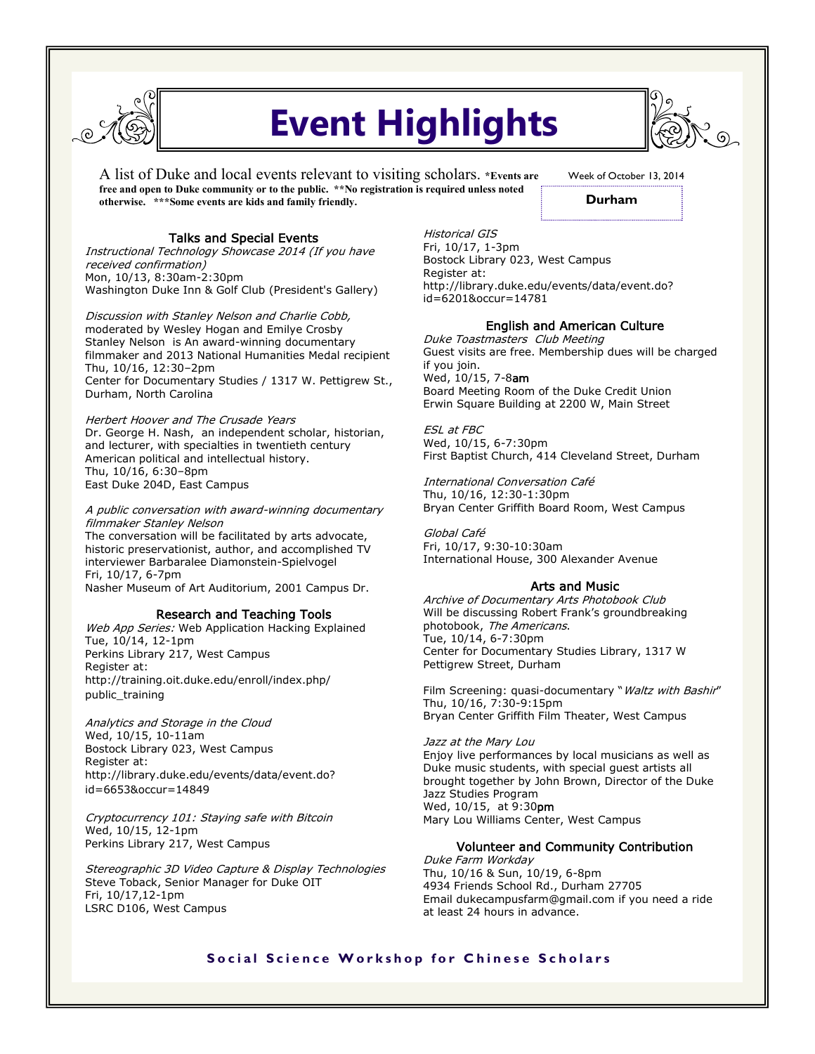# Event Highlights

A list of Duke and local events relevant to visiting scholars. **\*Events are free and open to Duke community or to the public. \*\*No registration is required unless noted otherwise. \*\*\*Some events are kids and family friendly.**

Week of October 13, 2014

**Durham**

## Talks and Special Events

*Instructional Technology Showcase 2014 (If you have received confirmation)*
Mon, 10/13, 8:30am-2:30pm
Washington Duke Inn & Golf Club (President's Gallery)

*Discussion with Stanley Nelson and Charlie Cobb,*
moderated by Wesley Hogan and Emilye Crosby
Stanley Nelson is An award-winning documentary filmmaker and 2013 National Humanities Medal recipient
Thu, 10/16, 12:30–2pm
Center for Documentary Studies / 1317 W. Pettigrew St., Durham, North Carolina

*Herbert Hoover and The Crusade Years*
Dr. George H. Nash, an independent scholar, historian, and lecturer, with specialties in twentieth century American political and intellectual history.
Thu, 10/16, 6:30–8pm
East Duke 204D, East Campus

*A public conversation with award-winning documentary filmmaker Stanley Nelson*
The conversation will be facilitated by arts advocate, historic preservationist, author, and accomplished TV interviewer Barbaralee Diamonstein-Spielvogel
Fri, 10/17, 6-7pm
Nasher Museum of Art Auditorium, 2001 Campus Dr.

## Research and Teaching Tools

*Web App Series:* Web Application Hacking Explained
Tue, 10/14, 12-1pm
Perkins Library 217, West Campus
Register at:
http://training.oit.duke.edu/enroll/index.php/public_training

*Analytics and Storage in the Cloud*
Wed, 10/15, 10-11am
Bostock Library 023, West Campus
Register at:
http://library.duke.edu/events/data/event.do?id=6653&occur=14849

*Cryptocurrency 101: Staying safe with Bitcoin*
Wed, 10/15, 12-1pm
Perkins Library 217, West Campus

*Stereographic 3D Video Capture & Display Technologies*
Steve Toback, Senior Manager for Duke OIT
Fri, 10/17,12-1pm
LSRC D106, West Campus

*Historical GIS*
Fri, 10/17, 1-3pm
Bostock Library 023, West Campus
Register at:
http://library.duke.edu/events/data/event.do?id=6201&occur=14781

## English and American Culture

*Duke Toastmasters Club Meeting*
Guest visits are free. Membership dues will be charged if you join.
Wed, 10/15, 7-8am
Board Meeting Room of the Duke Credit Union
Erwin Square Building at 2200 W, Main Street

*ESL at FBC*
Wed, 10/15, 6-7:30pm
First Baptist Church, 414 Cleveland Street, Durham

*International Conversation Café*
Thu, 10/16, 12:30-1:30pm
Bryan Center Griffith Board Room, West Campus

*Global Café*
Fri, 10/17, 9:30-10:30am
International House, 300 Alexander Avenue

## Arts and Music

*Archive of Documentary Arts Photobook Club*
Will be discussing Robert Frank's groundbreaking photobook, *The Americans*.
Tue, 10/14, 6-7:30pm
Center for Documentary Studies Library, 1317 W Pettigrew Street, Durham

Film Screening: quasi-documentary "*Waltz with Bashir*"
Thu, 10/16, 7:30-9:15pm
Bryan Center Griffith Film Theater, West Campus

*Jazz at the Mary Lou*
Enjoy live performances by local musicians as well as Duke music students, with special guest artists all brought together by John Brown, Director of the Duke Jazz Studies Program
Wed, 10/15, at 9:30pm
Mary Lou Williams Center, West Campus

## Volunteer and Community Contribution

*Duke Farm Workday*
Thu, 10/16 & Sun, 10/19, 6-8pm
4934 Friends School Rd., Durham 27705
Email dukecampusfarm@gmail.com if you need a ride at least 24 hours in advance.

**Social Science Workshop for Chinese Scholars**